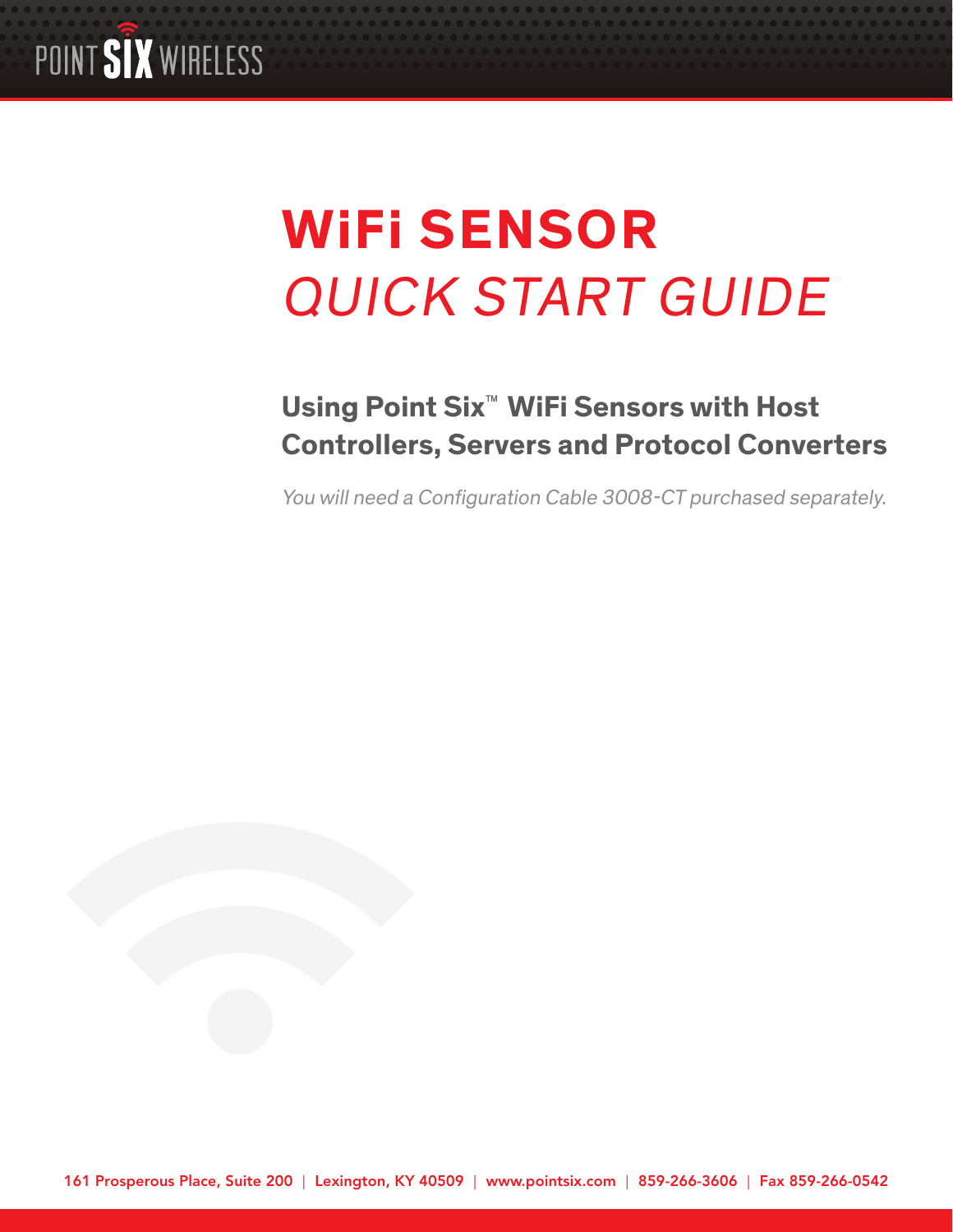POINT SIX WIRELESS

# WiFi SENSOR

# *QUICK START GUIDE*

## Using Point Six™ WiFi Sensors with Host Controllers, Servers and Protocol Converters

*You will need a Configuration Cable 3008-CT purchased separately.*

161 Prosperous Place, Suite 200 | Lexington, KY 40509 | www.pointsix.com | 859-266-3606 | Fax 859-266-0542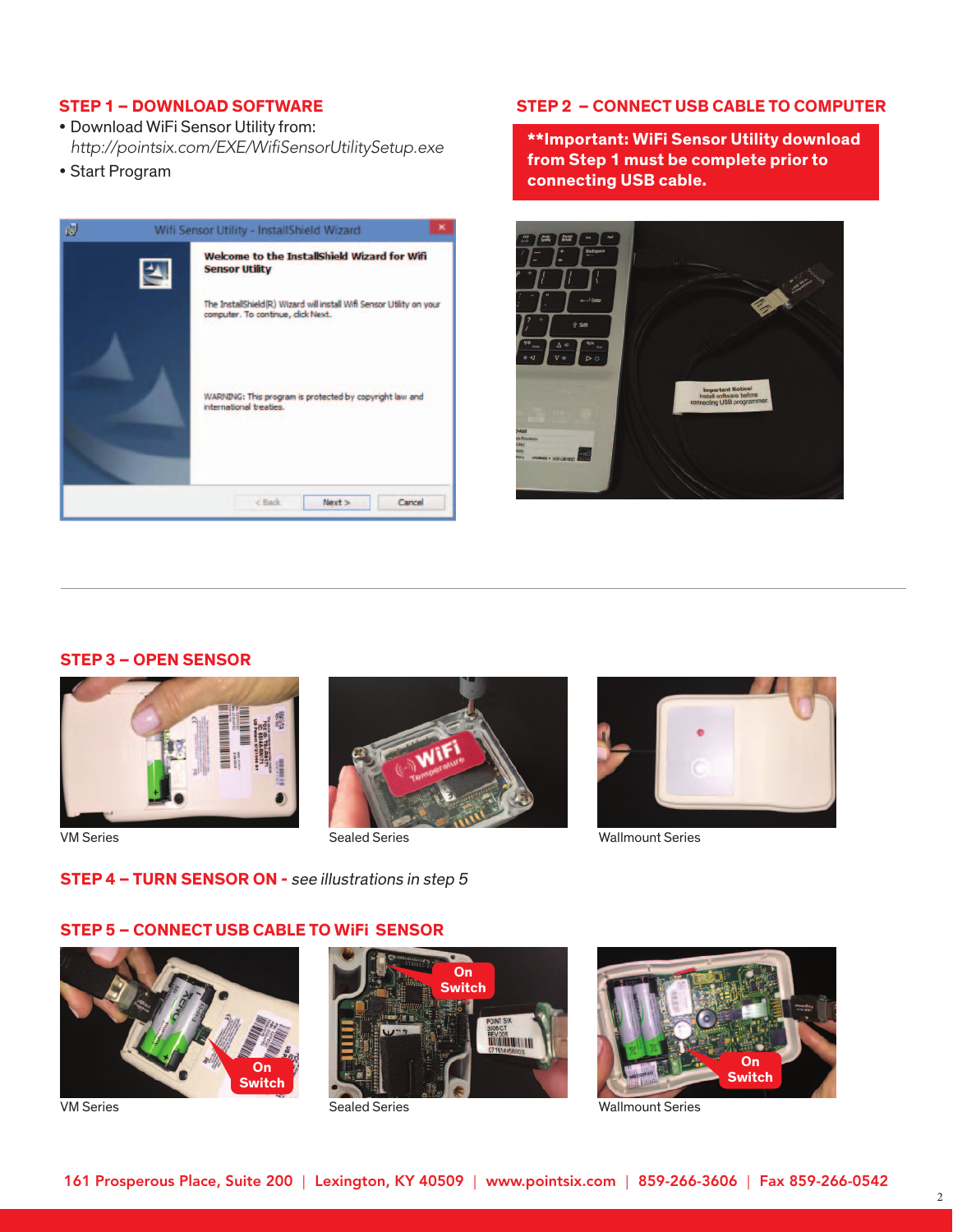## STEP 1 – DOWNLOAD SOFTWARE

- Download WiFi Sensor Utility from: *http://pointsix.com/EXE/WifiSensorUtilitySetup.exe*
- Start Program

## STEP 2 – CONNECT USB CABLE TO COMPUTER

**\*\*Important: WiFi Sensor Utility download from Step 1 must be complete prior to connecting USB cable.**

## STEP 3 – OPEN SENSOR

VM Series

Sealed Series

Wallmount Series

## STEP 4 – TURN SENSOR ON - *see illustrations in step 5*

## STEP 5 – CONNECT USB CABLE TO WiFi SENSOR

VM Series

Sealed Series

Wallmount Series

161 Prosperous Place, Suite 200 | Lexington, KY 40509 | www.pointsix.com | 859-266-3606 | Fax 859-266-0542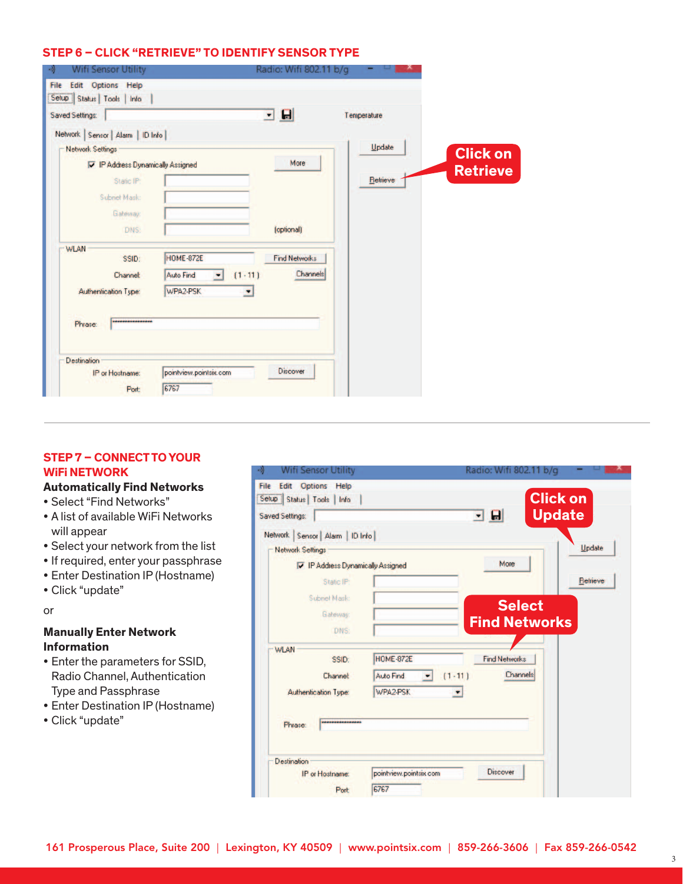## STEP 6 – CLICK "RETRIEVE" TO IDENTIFY SENSOR TYPE

## STEP 7 – CONNECT TO YOUR WiFi NETWORK

**Automatically Find Networks**

- Select "Find Networks"
- A list of available WiFi Networks will appear
- Select your network from the list
- If required, enter your passphrase
- Enter Destination IP (Hostname)
- Click "update"

or

**Manually Enter Network Information**

- Enter the parameters for SSID, Radio Channel, Authentication Type and Passphrase
- Enter Destination IP (Hostname)
- Click "update"

161 Prosperous Place, Suite 200 | Lexington, KY 40509 | www.pointsix.com | 859-266-3606 | Fax 859-266-0542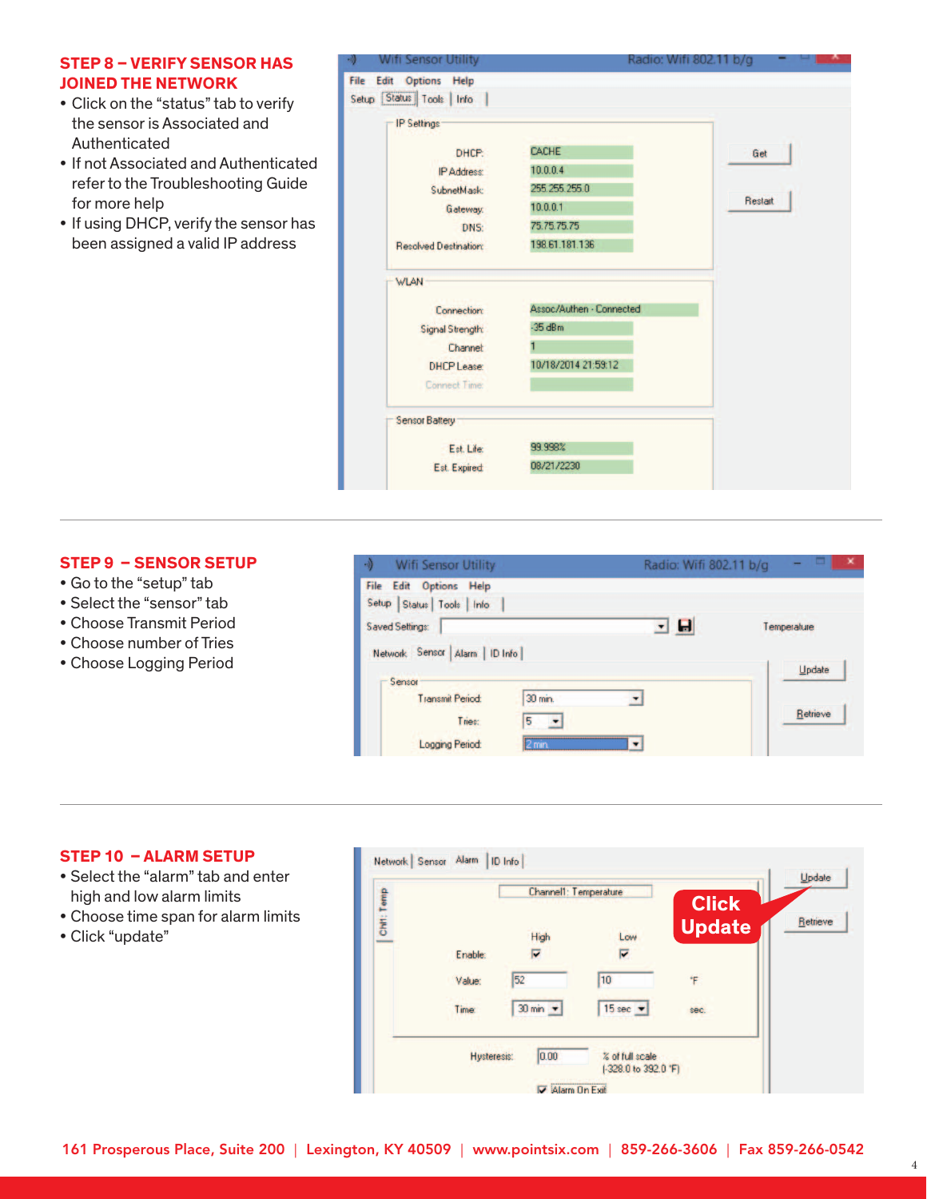## STEP 8 – VERIFY SENSOR HAS JOINED THE NETWORK

- Click on the “status” tab to verify the sensor is Associated and Authenticated
- If not Associated and Authenticated refer to the Troubleshooting Guide for more help
- If using DHCP, verify the sensor has been assigned a valid IP address

## STEP 9 – SENSOR SETUP

- Go to the “setup” tab
- Select the “sensor” tab
- Choose Transmit Period
- Choose number of Tries
- Choose Logging Period

## STEP 10 – ALARM SETUP

- Select the “alarm” tab and enter high and low alarm limits
- Choose time span for alarm limits
- Click “update”

161 Prosperous Place, Suite 200 | Lexington, KY 40509 | www.pointsix.com | 859-266-3606 | Fax 859-266-0542